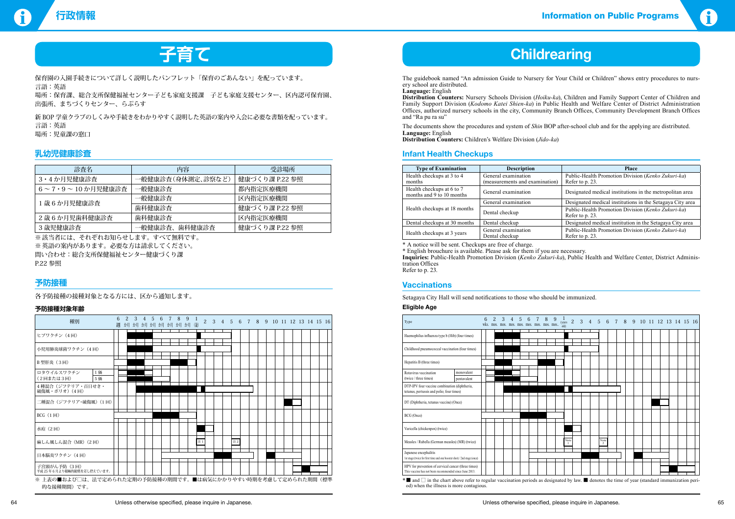# 子育て

保育園の入園手続きについて詳しく説明したパンフレット「保育のごあんない」を配っています。
言語：英語
場所：保育課、総合支所保健福祉センター子ども家庭支援課　子ども家庭支援センター、区内認可保育園、出張所、まちづくりセンター、らぷらす

新 BOP 学童クラブのしくみや手続きをわかりやすく説明した英語の案内や入会に必要な書類を配っています。
言語：英語
場所：児童課の窓口

## 乳幼児健康診査

| 診査名 | 内容 | 受診場所 |
|---|---|---|
| 3・4か月児健康診査 | 一般健康診査(身体測定、診察など) | 健康づくり課 P.22 参照 |
| 6～7・9～10か月児健康診査 | 一般健康診査 | 都内指定医療機関 |
| 1歳6か月児健康診査 | 一般健康診査 | 区内指定医療機関 |
| | 歯科健康診査 | 健康づくり課 P.22 参照 |
| 2歳6か月児歯科健康診査 | 歯科健康診査 | 区内指定医療機関 |
| 3歳児健康診査 | 一般健康診査、歯科健康診査 | 健康づくり課 P.22 参照 |

※該当者には、それぞれお知らせします。すべて無料です。
※英語の案内があります。必要な方は請求してください。
問い合わせ：総合支所保健福祉センター健康づくり課
P.22 参照

## 予防接種

各予防接種の接種対象となる方には、区から通知します。

### 予防接種対象年齢

| 種別 |
|---|
| ヒブワクチン（4回） |
| 小児用肺炎球菌ワクチン（4回） |
| B 型肝炎（3回） |
| ロタウイルスワクチン（2回または3回） 1価 / 5価 |
| 4種混合（ジフテリア・百日せき・破傷風・ポリオ）（4回） |
| 二種混合（ジフテリア・破傷風）（1回） |
| BCG（1回） |
| 水痘（2回） |
| 麻しん風しん混合（MR）（2回） |
| 日本脳炎ワクチン（4回） |
| 子宮頸がん予防（3回） 平成25年6月より積極的勧奨を差し控えています。 |

※ 上表の■および□は、法で定められた定期の予防接種の期間です。■は病気にかかりやすい時期を考慮して定められた期間（標準的な接種期間）です。

# Childrearing

The guidebook named "An admission Guide to Nursery for Your Child or Children" shows entry procedures to nursery school are distributed.
**Language:** English
**Distribution Counters:** Nursery Schools Division (*Hoiku-ka*), Children and Family Support Center of Children and Family Support Division (*Kodomo Katei Shien-ka*) in Public Health and Welfare Center of District Administration Offices, authorized nursery schools in the city, Community Branch Offices, Community Development Branch Offices and "Ra pu ra su"

The documents show the procedures and system of *Shin* BOP after-school club and for the applying are distributed.
**Language:** English
**Distribution Counters:** Children's Welfare Division (*Jido-ka*)

## Infant Health Checkups

| Type of Examination | Description | Place |
|---|---|---|
| Health checkups at 3 to 4 months | General examination (measurements and examination) | Public-Health Promotion Division (*Kenko Zukuri-ka*) Refer to p. 23. |
| Health checkups at 6 to 7 months and 9 to 10 months | General examination | Designated medical institutions in the metropolitan area |
| Health checkups at 18 months | General examination | Designated medical institutions in the Setagaya City area |
| | Dental checkup | Public-Health Promotion Division (*Kenko Zukuri-ka*) Refer to p. 23. |
| Dental checkups at 30 months | Dental checkup | Designated medical institution in the Setagaya City area |
| Health checkups at 3 years | General examination Dental checkup | Public-Health Promotion Division (*Kenko Zukuri-ka*) Refer to p. 23. |

* A notice will be sent. Checkups are free of charge.
* English brouchure is available. Please ask for them if you are necessary.
**Inquiries:** Public-Health Promotion Division (*Kenko Zukuri-ka*), Public Health and Welfare Center, District Administration Offices
Refer to p. 23.

## Vaccinations

Setagaya City Hall will send notifications to those who should be immunized.

### Eligible Age

| Type |
|---|
| Haemophilus influenza type b (Hib) (four times) |
| Childhood pneumococcal vaccination (four times) |
| Hepatitis B (three times) |
| Rotavirus vaccination (twice / three times) monovalent / pentavalent |
| DTP-IPV four vaccine combination (diphtheria, tetanus, pertussis and polio; four times) |
| DT (Diphtheria, tetanus vaccine) (Once) |
| BCG (Once) |
| Varicella (chickenpox) (twice) |
| Measles / Rubella (German measles) (MR) (twice) |
| Japanese encephalitis 1st stage (twice for first time and one booster shot) / 2nd stage (once) |
| HPV for prevention of cervical cancer (three times) This vaccine has not been recommended since June 2013. |

* ■ and □ in the chart above refer to regular vaccination periods as designated by law. ■ denotes the time of year (standard immunization period) when the illness is more contagious.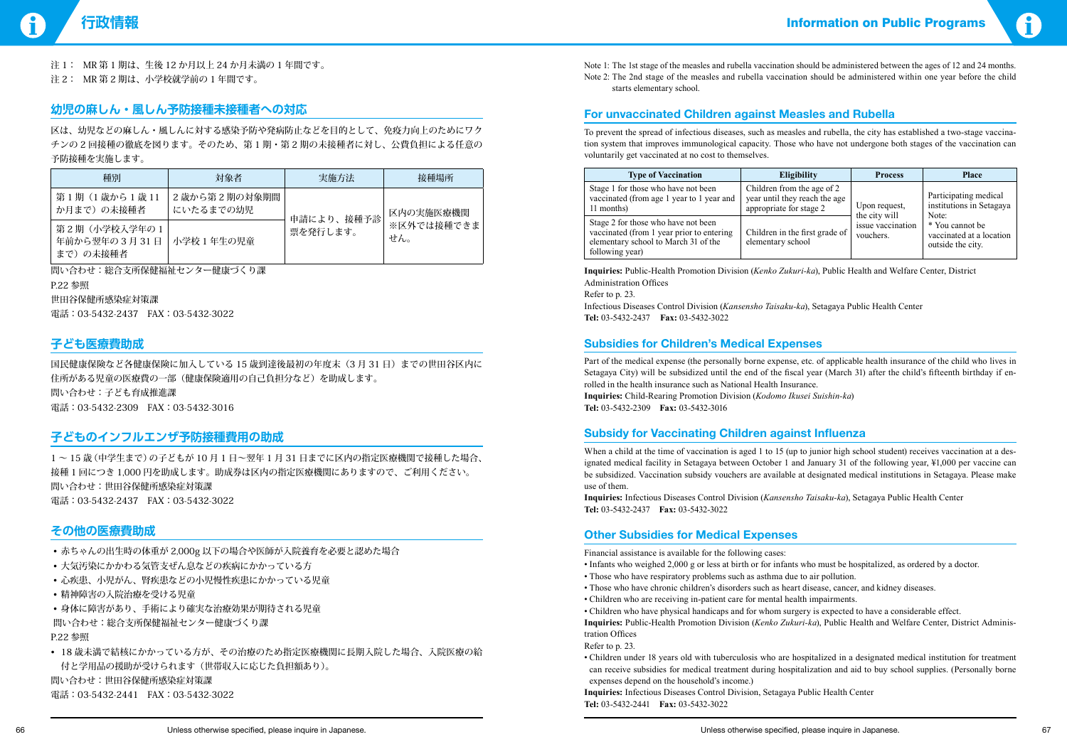注 1： MR 第 1 期は、生後 12 か月以上 24 か月未満の 1 年間です。
注 2： MR 第 2 期は、小学校就学前の 1 年間です。

## 幼児の麻しん・風しん予防接種未接種者への対応

区は、幼児などの麻しん・風しんに対する感染予防や発病防止などを目的として、免疫力向上のためにワクチンの 2 回接種の徹底を図ります。そのため、第 1 期・第 2 期の未接種者に対し、公費負担による任意の予防接種を実施します。

| 種別 | 対象者 | 実施方法 | 接種場所 |
|---|---|---|---|
| 第 1 期（1 歳から 1 歳 11 か月まで）の未接種者 | 2 歳から第 2 期の対象期間にいたるまでの幼児 | 申請により、接種予診票を発行します。 | 区内の実施医療機関 ※区外では接種できません。 |
| 第 2 期（小学校入学年の 1 年前から翌年の 3 月 31 日まで）の未接種者 | 小学校 1 年生の児童 | | |

問い合わせ：総合支所保健福祉センター健康づくり課
P.22 参照
世田谷保健所感染症対策課
電話：03-5432-2437　FAX：03-5432-3022

## 子ども医療費助成

国民健康保険など各健康保険に加入している 15 歳到達後最初の年度末（3 月 31 日）までの世田谷区内に住所がある児童の医療費の一部（健康保険適用の自己負担分など）を助成します。
問い合わせ：子ども育成推進課
電話：03-5432-2309　FAX：03-5432-3016

## 子どものインフルエンザ予防接種費用の助成

1 ～ 15 歳（中学生まで）の子どもが 10 月 1 日～翌年 1 月 31 日までに区内の指定医療機関で接種した場合、接種 1 回につき 1,000 円を助成します。助成券は区内の指定医療機関にありますので、ご利用ください。
問い合わせ：世田谷保健所感染症対策課
電話：03-5432-2437　FAX：03-5432-3022

## その他の医療費助成

- 赤ちゃんの出生時の体重が 2,000g 以下の場合や医師が入院養育を必要と認めた場合
- 大気汚染にかかわる気管支ぜん息などの疾病にかかっている方
- 心疾患、小児がん、腎疾患などの小児慢性疾患にかかっている児童
- 精神障害の入院治療を受ける児童
- 身体に障害があり、手術により確実な治療効果が期待される児童

問い合わせ：総合支所保健福祉センター健康づくり課
P.22 参照

- 18 歳未満で結核にかかっている方が、その治療のため指定医療機関に長期入院した場合、入院医療の給付と学用品の援助が受けられます（世帯収入に応じた負担額あり）。

問い合わせ：世田谷保健所感染症対策課
電話：03-5432-2441　FAX：03-5432-3022

Note 1: The 1st stage of the measles and rubella vaccination should be administered between the ages of 12 and 24 months.
Note 2: The 2nd stage of the measles and rubella vaccination should be administered within one year before the child starts elementary school.

## For unvaccinated Children against Measles and Rubella

To prevent the spread of infectious diseases, such as measles and rubella, the city has established a two-stage vaccination system that improves immunological capacity. Those who have not undergone both stages of the vaccination can voluntarily get vaccinated at no cost to themselves.

| Type of Vaccination | Eligibility | Process | Place |
|---|---|---|---|
| Stage 1 for those who have not been vaccinated (from age 1 year to 1 year and 11 months) | Children from the age of 2 year until they reach the age appropriate for stage 2 | Upon request, the city will issue vaccination vouchers. | Participating medical institutions in Setagaya Note: * You cannot be vaccinated at a location outside the city. |
| Stage 2 for those who have not been vaccinated (from 1 year prior to entering elementary school to March 31 of the following year) | Children in the first grade of elementary school | | |

**Inquiries:** Public-Health Promotion Division (*Kenko Zukuri-ka*), Public Health and Welfare Center, District Administration Offices
Refer to p. 23.
Infectious Diseases Control Division (*Kansensho Taisaku-ka*), Setagaya Public Health Center
**Tel:** 03-5432-2437　**Fax:** 03-5432-3022

## Subsidies for Children's Medical Expenses

Part of the medical expense (the personally borne expense, etc. of applicable health insurance of the child who lives in Setagaya City) will be subsidized until the end of the fiscal year (March 31) after the child's fifteenth birthday if enrolled in the health insurance such as National Health Insurance.
**Inquiries:** Child-Rearing Promotion Division (*Kodomo Ikusei Suishin-ka*)
**Tel:** 03-5432-2309　**Fax:** 03-5432-3016

## Subsidy for Vaccinating Children against Influenza

When a child at the time of vaccination is aged 1 to 15 (up to junior high school student) receives vaccination at a designated medical facility in Setagaya between October 1 and January 31 of the following year, ¥1,000 per vaccine can be subsidized. Vaccination subsidy vouchers are available at designated medical institutions in Setagaya. Please make use of them.
**Inquiries:** Infectious Diseases Control Division (*Kansensho Taisaku-ka*), Setagaya Public Health Center
**Tel:** 03-5432-2437　**Fax:** 03-5432-3022

## Other Subsidies for Medical Expenses

Financial assistance is available for the following cases:

- Infants who weighed 2,000 g or less at birth or for infants who must be hospitalized, as ordered by a doctor.
- Those who have respiratory problems such as asthma due to air pollution.
- Those who have chronic children's disorders such as heart disease, cancer, and kidney diseases.
- Children who are receiving in-patient care for mental health impairments.
- Children who have physical handicaps and for whom surgery is expected to have a considerable effect.

**Inquiries:** Public-Health Promotion Division (*Kenko Zukuri-ka*), Public Health and Welfare Center, District Administration Offices
Refer to p. 23.

- Children under 18 years old with tuberculosis who are hospitalized in a designated medical institution for treatment can receive subsidies for medical treatment during hospitalization and aid to buy school supplies. (Personally borne expenses depend on the household's income.)

**Inquiries:** Infectious Diseases Control Division, Setagaya Public Health Center
**Tel:** 03-5432-2441　**Fax:** 03-5432-3022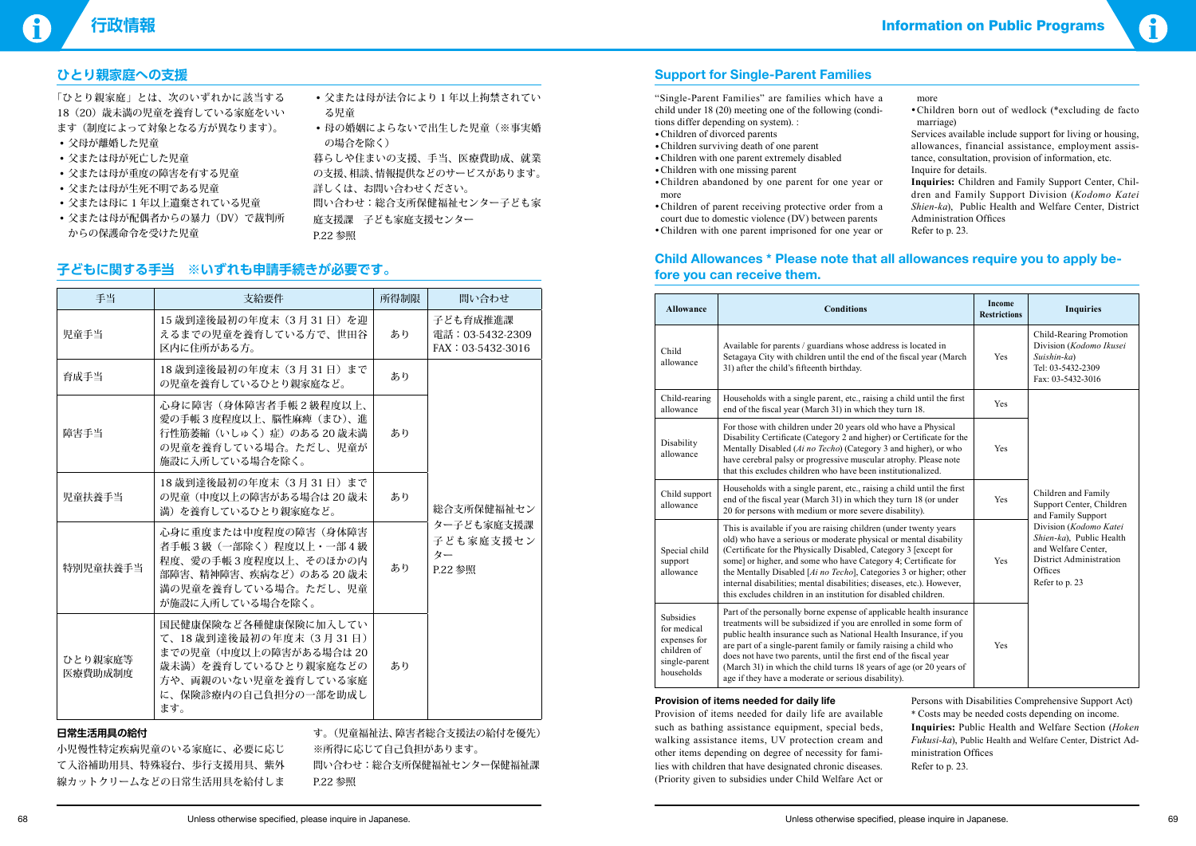## ひとり親家庭への支援

「ひとり親家庭」とは、次のいずれかに該当する18（20）歳未満の児童を養育している家庭をいいます（制度によって対象となる方が異なります）。

- 父母が離婚した児童
- 父または母が死亡した児童
- 父または母が重度の障害を有する児童
- 父または母が生死不明である児童
- 父または母に1年以上遺棄されている児童
- 父または母が配偶者からの暴力（DV）で裁判所からの保護命令を受けた児童
- 父または母が法令により1年以上拘禁されている児童
- 母の婚姻によらないで出生した児童（※事実婚の場合を除く）

暮らしや住まいの支援、手当、医療費助成、就業の支援、相談、情報提供などのサービスがあります。詳しくは、お問い合わせください。

問い合わせ：総合支所保健福祉センター子ども家庭支援課　子ども家庭支援センター

P.22 参照

## 子どもに関する手当　※いずれも申請手続きが必要です。

| 手当 | 支給要件 | 所得制限 | 問い合わせ |
|---|---|---|---|
| 児童手当 | 15歳到達後最初の年度末（3月31日）を迎えるまでの児童を養育している方で、世田谷区内に住所がある方。 | あり | 子ども育成推進課<br>電話：03-5432-2309<br>FAX：03-5432-3016 |
| 育成手当 | 18歳到達後最初の年度末（3月31日）までの児童を養育しているひとり親家庭など。 | あり | 総合支所保健福祉センター子ども家庭支援課<br>子ども家庭支援センター<br>P.22 参照 |
| 障害手当 | 心身に障害（身体障害者手帳2級程度以上、愛の手帳3度程度以上、脳性麻痺（まひ）、進行性筋萎縮（いしゅく）症）のある20歳未満の児童を養育している場合。ただし、児童が施設に入所している場合を除く。 | あり | |
| 児童扶養手当 | 18歳到達後最初の年度末（3月31日）までの児童（中度以上の障害がある場合は20歳未満）を養育しているひとり親家庭など。 | あり | |
| 特別児童扶養手当 | 心身に重度または中度程度の障害（身体障害者手帳3級（一部除く）程度以上・一部4級程度、愛の手帳3度程度以上、そのほかの内部障害、精神障害、疾病など）のある20歳未満の児童を養育している場合。ただし、児童が施設に入所している場合を除く。 | あり | |
| ひとり親家庭等医療費助成制度 | 国民健康保険など各種健康保険に加入していて、18歳到達後最初の年度末（3月31日）までの児童（中度以上の障害がある場合は20歳未満）を養育しているひとり親家庭などの方や、両親のいない児童を養育している家庭に、保険診療内の自己負担分の一部を助成します。 | あり | |

### 日常生活用具の給付

小児慢性特定疾病児童のいる家庭に、必要に応じて入浴補助用具、特殊寝台、歩行支援用具、紫外線カットクリームなどの日常生活用具を給付します。（児童福祉法、障害者総合支援法の給付を優先）

※所得に応じて自己負担があります。

問い合わせ：総合支所保健福祉センター保健福祉課

P.22 参照

## Support for Single-Parent Families

“Single-Parent Families” are families which have a child under 18 (20) meeting one of the following (conditions differ depending on system). :

- Children of divorced parents
- Children surviving death of one parent
- Children with one parent extremely disabled
- Children with one missing parent
- Children abandoned by one parent for one year or more
- Children of parent receiving protective order from a court due to domestic violence (DV) between parents
- Children with one parent imprisoned for one year or more
- Children born out of wedlock (*excluding de facto marriage)

Services available include support for living or housing, allowances, financial assistance, employment assistance, consultation, provision of information, etc. Inquire for details.

**Inquiries:** Children and Family Support Center, Children and Family Support Division (*Kodomo Katei Shien-ka*), Public Health and Welfare Center, District Administration Offices

Refer to p. 23.

## Child Allowances * Please note that all allowances require you to apply before you can receive them.

| Allowance | Conditions | Income Restrictions | Inquiries |
|---|---|---|---|
| Child allowance | Available for parents / guardians whose address is located in Setagaya City with children until the end of the fiscal year (March 31) after the child's fifteenth birthday. | Yes | Child-Rearing Promotion Division (*Kodomo Ikusei Suishin-ka*)<br>Tel: 03-5432-2309<br>Fax: 03-5432-3016 |
| Child-rearing allowance | Households with a single parent, etc., raising a child until the first end of the fiscal year (March 31) in which they turn 18. | Yes | Children and Family Support Center, Children and Family Support Division (*Kodomo Katei Shien-ka*), Public Health and Welfare Center, District Administration Offices<br>Refer to p. 23 |
| Disability allowance | For those with children under 20 years old who have a Physical Disability Certificate (Category 2 and higher) or Certificate for the Mentally Disabled (*Ai no Techo*) (Category 3 and higher), or who have cerebral palsy or progressive muscular atrophy. Please note that this excludes children who have been institutionalized. | Yes | |
| Child support allowance | Households with a single parent, etc., raising a child until the first end of the fiscal year (March 31) in which they turn 18 (or under 20 for persons with medium or more severe disability). | Yes | |
| Special child support allowance | This is available if you are raising children (under twenty years old) who have a serious or moderate physical or mental disability (Certificate for the Physically Disabled, Category 3 [except for some] or higher, and some who have Category 4; Certificate for the Mentally Disabled [*Ai no Techo*], Categories 3 or higher; other internal disabilities; mental disabilities; diseases, etc.). However, this excludes children in an institution for disabled children. | Yes | |
| Subsidies for medical expenses for children of single-parent households | Part of the personally borne expense of applicable health insurance treatments will be subsidized if you are enrolled in some form of public health insurance such as National Health Insurance, if you are part of a single-parent family or family raising a child who does not have two parents, until the first end of the fiscal year (March 31) in which the child turns 18 years of age (or 20 years of age if they have a moderate or serious disability). | Yes | |

### Provision of items needed for daily life

Provision of items needed for daily life are available such as bathing assistance equipment, special beds, walking assistance items, UV protection cream and other items depending on degree of necessity for families with children that have designated chronic diseases. (Priority given to subsidies under Child Welfare Act or Persons with Disabilities Comprehensive Support Act)

* Costs may be needed costs depending on income.

**Inquiries:** Public Health and Welfare Section (*Hoken Fukusi-ka*), Public Health and Welfare Center, District Administration Offices

Refer to p. 23.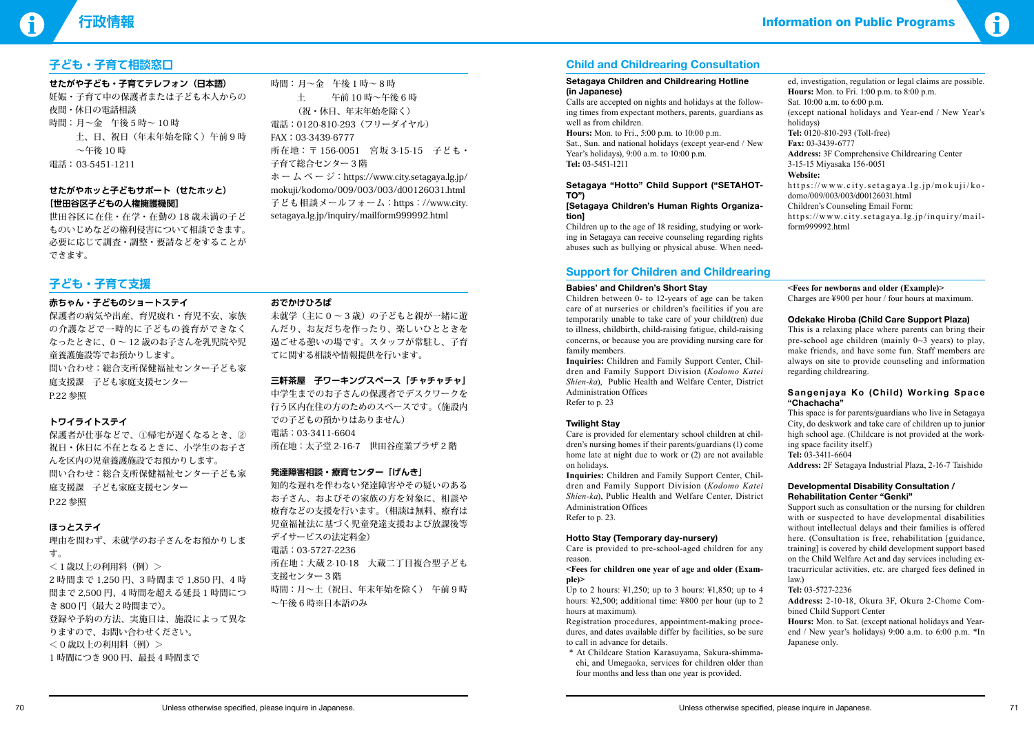# 行政情報

## 子ども・子育て相談窓口

### せたがや子ども・子育てテレフォン（日本語）

妊娠・子育て中の保護者または子ども本人からの夜間・休日の電話相談

時間：月～金　午後5時～10時
　　　土、日、祝日（年末年始を除く）午前9時～午後10時
電話：03-5451-1211

### せたがやホッと子どもサポート（せたホッと）［世田谷区子どもの人権擁護機関］

世田谷区に在住・在学・在勤の18歳未満の子どものいじめなどの権利侵害について相談できます。必要に応じて調査・調整・要請などをすることができます。

時間：月～金　午後1時～8時
　　　土　　　午前10時～午後6時
　　　（祝・休日、年末年始を除く）
電話：0120-810-293（フリーダイヤル）
FAX：03-3439-6777
所在地：〒156-0051　宮坂3-15-15　子ども・子育て総合センター3階
ホームページ：https://www.city.setagaya.lg.jp/mokuji/kodomo/009/003/003/d00126031.html
子ども相談メールフォーム：https：//www.city.setagaya.lg.jp/inquiry/mailform999992.html

## 子ども・子育て支援

### 赤ちゃん・子どものショートステイ

保護者の病気や出産、育児疲れ・育児不安、家族の介護などで一時的に子どもの養育ができなくなったときに、0～12歳のお子さんを乳児院や児童養護施設等でお預かりします。
問い合わせ：総合支所保健福祉センター子ども家庭支援課　子ども家庭支援センター
P.22参照

### トワイライトステイ

保護者が仕事などで、①帰宅が遅くなるとき、②祝日・休日に不在となるときに、小学生のお子さんを区内の児童養護施設でお預かりします。
問い合わせ：総合支所保健福祉センター子ども家庭支援課　子ども家庭支援センター
P.22参照

### ほっとステイ

理由を問わず、未就学のお子さんをお預かりします。
＜1歳以上の利用料（例）＞
2時間まで1,250円、3時間まで1,850円、4時間まで2,500円、4時間を超える延長1時間につき800円（最大2時間まで）。
登録や予約の方法、実施日は、施設によって異なりますので、お問い合わせください。
＜0歳以上の利用料（例）＞
1時間につき900円、最長4時間まで

### おでかけひろば

未就学児（主に0～3歳）の子どもと親が一緒に遊んだり、お友だちを作ったり、楽しいひとときを過ごせる憩いの場です。スタッフが常駐し、子育てに関する相談や情報提供を行います。

### 三軒茶屋　子ワーキングスペース「チャチャチャ」

中学生までのお子さんの保護者でデスクワークを行う区内在住の方のためのスペースです。（施設内での子どもの預かりはありません）
電話：03-3411-6604
所在地：太子堂2-16-7　世田谷産業プラザ2階

### 発達障害相談・療育センター「げんき」

知的な遅れを伴わない発達障害やその疑いのあるお子さん、およびその家族の方を対象に、相談や療育などの支援を行います。（相談は無料、療育は児童福祉法に基づく児童発達支援および放課後等デイサービスの法定料金）
電話：03-5727-2236
所在地：大蔵2-10-18　大蔵二丁目複合型子ども支援センター3階
時間：月～土（祝日、年末年始を除く）午前9時～午後6時※日本語のみ

Unless otherwise specified, please inquire in Japanese.

# Information on Public Programs

## Child and Childrearing Consultation

### Setagaya Children and Childrearing Hotline (in Japanese)

Calls are accepted on nights and holidays at the following times from expectant mothers, parents, guardians as well as from children.
**Hours:** Mon. to Fri., 5:00 p.m. to 10:00 p.m.
Sat., Sun. and national holidays (except year-end / New Year's holidays), 9:00 a.m. to 10:00 p.m.
**Tel:** 03-5451-1211

### Setagaya "Hotto" Child Support ("SETAHOTTO") [Setagaya Children's Human Rights Organization]

Children up to the age of 18 residing, studying or working in Setagaya can receive counseling regarding rights abuses such as bullying or physical abuse. When needed, investigation, regulation or legal claims are possible.
**Hours:** Mon. to Fri. 1:00 p.m. to 8:00 p.m.
Sat. 10:00 a.m. to 6:00 p.m.
(except national holidays and Year-end / New Year's holidays)
**Tel:** 0120-810-293 (Toll-free)
**Fax:** 03-3439-6777
**Address:** 3F Comprehensive Childrearing Center 3-15-15 Miyasaka 156-0051
**Website:**
https://www.city.setagaya.lg.jp/mokuji/kodomo/009/003/003/d00126031.html
Children's Counseling Email Form:
https://www.city.setagaya.lg.jp/inquiry/mailform999992.html

## Support for Children and Childrearing

### Babies' and Children's Short Stay

Children between 0- to 12-years of age can be taken care of at nurseries or children's facilities if you are temporarily unable to take care of your child(ren) due to illness, childbirth, child-raising fatigue, child-raising concerns, or because you are providing nursing care for family members.
**Inquiries:** Children and Family Support Center, Children and Family Support Division (*Kodomo Katei Shien-ka*), Public Health and Welfare Center, District Administration Offices
Refer to p. 23

### Twilight Stay

Care is provided for elementary school children at children's nursing homes if their parents/guardians (1) come home late at night due to work or (2) are not available on holidays.
**Inquiries:** Children and Family Support Center, Children and Family Support Division (*Kodomo Katei Shien-ka*), Public Health and Welfare Center, District Administration Offices
Refer to p. 23.

### Hotto Stay (Temporary day-nursery)

Care is provided to pre-school-aged children for any reason.
**<Fees for children one year of age and older (Example)>**
Up to 2 hours: ¥1,250; up to 3 hours: ¥1,850; up to 4 hours: ¥2,500; additional time: ¥800 per hour (up to 2 hours at maximum).
Registration procedures, appointment-making procedures, and dates available differ by facilities, so be sure to call in advance for details.
* At Childcare Station Karasuyama, Sakura-shimmachi, and Umegaoka, services for children older than four months and less than one year is provided.

**<Fees for newborns and older (Example)>**
Charges are ¥900 per hour / four hours at maximum.

### Odekake Hiroba (Child Care Support Plaza)

This is a relaxing place where parents can bring their pre-school age children (mainly 0~3 years) to play, make friends, and have some fun. Staff members are always on site to provide counseling and information regarding childrearing.

### Sangenjaya Ko (Child) Working Space "Chachacha"

This space is for parents/guardians who live in Setagaya City, do deskwork and take care of children up to junior high school age. (Childcare is not provided at the working space facility itself.)
**Tel:** 03-3411-6604
**Address:** 2F Setagaya Industrial Plaza, 2-16-7 Taishido

### Developmental Disability Consultation / Rehabilitation Center "Genki"

Support such as consultation or the nursing for children with or suspected to have developmental disabilities without intellectual delays and their families is offered here. (Consultation is free, rehabilitation [guidance, training] is covered by child development support based on the Child Welfare Act and day services including extracurricular activities, etc. are charged fees defined in law.)
**Tel:** 03-5727-2236
**Address:** 2-10-18, Okura 3F, Okura 2-Chome Combined Child Support Center
**Hours:** Mon. to Sat. (except national holidays and Year-end / New year's holidays) 9:00 a.m. to 6:00 p.m. *In Japanese only.

Unless otherwise specified, please inquire in Japanese.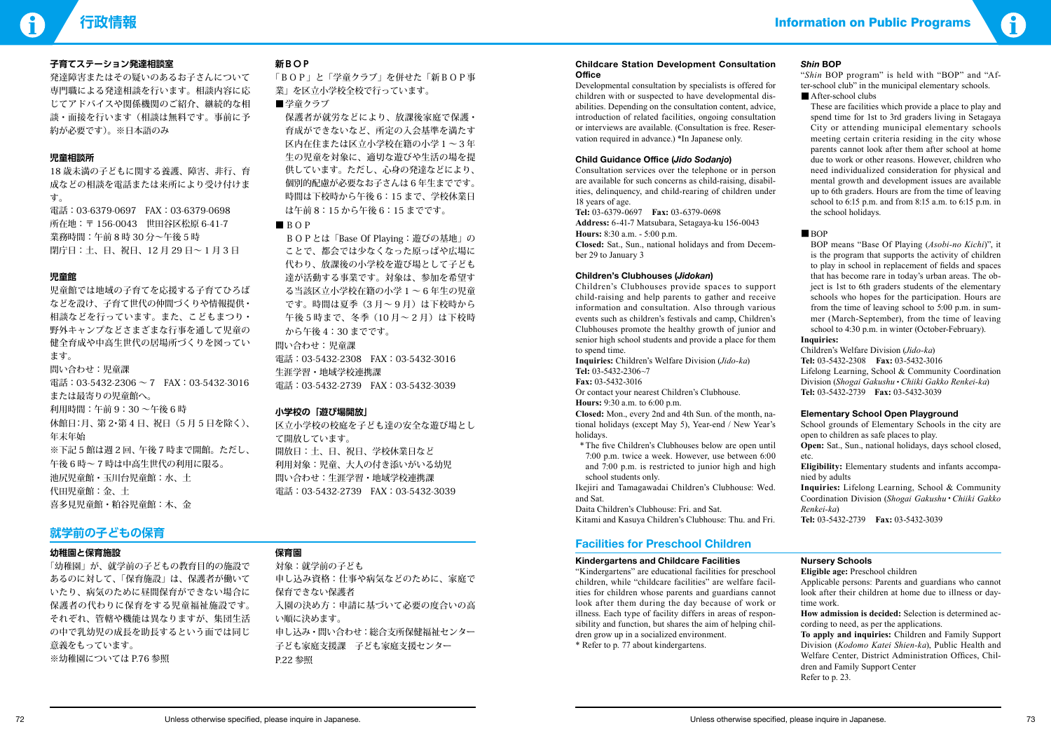# 行政情報

### 子育てステーション発達相談室

発達障害またはその疑いのあるお子さんについて専門職による発達相談を行います。相談内容に応じてアドバイスや関係機関のご紹介、継続的な相談・面接を行います（相談は無料です。事前に予約が必要です）。※日本語のみ

### 児童相談所

18歳未満の子どもに関する養護、障害、非行、育成などの相談を電話または来所により受け付けます。

電話：03-6379-0697　FAX：03-6379-0698
所在地：〒156-0043　世田谷区松原6-41-7
業務時間：午前8時30分～午後5時
閉庁日：土、日、祝日、12月29日～1月3日

### 児童館

児童館では地域の子育てを応援する子育てひろばなどを設け、子育て世代の仲間づくりや情報提供・相談などを行っています。また、こどもまつり・野外キャンプなどさまざまな行事を通して児童の健全育成や中高生世代の居場所づくりを図っています。

問い合わせ：児童課
電話：03-5432-2306～7　FAX：03-5432-3016
または最寄りの児童館へ。
利用時間：午前9：30～午後6時
休館日：月、第2・第4日、祝日（5月5日を除く）、年末年始
※下記5館は週2回、午後7時まで開館。ただし、午後6時～7時は中高生世代の利用に限る。
池尻児童館・玉川台児童館：水、土
代田児童館：金、土
喜多見児童館・粕谷児童館：木、金

### 新ＢＯＰ

「ＢＯＰ」と「学童クラブ」を併せた「新ＢＯＰ事業」を区立小学校全校で行っています。

■学童クラブ

保護者が就労などにより、放課後家庭で保護・育成ができないなど、所定の入会基準を満たす区内在住または区立小学校在籍の小学1～3年生の児童を対象に、適切な遊びや生活の場を提供しています。ただし、心身の発達などにより、個別的配慮が必要なお子さんは6年生までです。時間は下校時から午後6：15まで、学校休業日は午前8：15から午後6：15までです。

■ＢＯＰ

ＢＯＰとは「Base Of Playing：遊びの基地」のことで、都会では少なくなった原っぱや広場に代わり、放課後の小学校を遊び場として子ども達が活動する事業です。対象は、参加を希望する当該区立小学校在籍の小学1～6年生の児童です。時間は夏季（3月～9月）は下校時から午後5時まで、冬季（10月～2月）は下校時から午後4：30までです。

問い合わせ：児童課
電話：03-5432-2308　FAX：03-5432-3016
生涯学習・地域学校連携課
電話：03-5432-2739　FAX：03-5432-3039

### 小学校の「遊び場開放」

区立小学校の校庭を子ども達の安全な遊び場として開放しています。

開放日：土、日、祝日、学校休業日など
利用対象：児童、大人の付き添いがいる幼児
問い合わせ：生涯学習・地域学校連携課
電話：03-5432-2739　FAX：03-5432-3039

## 就学前の子どもの保育

### 幼稚園と保育施設

「幼稚園」が、就学前の子どもの教育目的の施設であるのに対して、「保育施設」は、保護者が働いていたり、病気のために昼間保育ができない場合に保護者の代わりに保育をする児童福祉施設です。それぞれ、管轄や機能は異なりますが、集団生活の中で乳幼児の成長を助長するという面では同じ意義をもっています。

※幼稚園についてはP.76参照

### 保育園

対象：就学前の子ども
申し込み資格：仕事や病気などのために、家庭で保育できない保護者
入園の決め方：申請に基づいて必要の度合いの高い順に決めます。
申し込み・問い合わせ：総合支所保健福祉センター子ども家庭支援課　子ども家庭支援センター
P.22参照

# Information on Public Programs

### Childcare Station Development Consultation Office

Developmental consultation by specialists is offered for children with or suspected to have developmental disabilities. Depending on the consultation content, advice, introduction of related facilities, ongoing consultation or interviews are available. (Consultation is free. Reservation required in advance.) *In Japanese only.

### Child Guidance Office (*Jido Sodanjo*)

Consultation services over the telephone or in person are available for such concerns as child-raising, disabilities, delinquency, and child-rearing of children under 18 years of age.

**Tel:** 03-6379-0697　**Fax:** 03-6379-0698
**Address:** 6-41-7 Matsubara, Setagaya-ku 156-0043
**Hours:** 8:30 a.m. - 5:00 p.m.
**Closed:** Sat., Sun., national holidays and from December 29 to January 3

### Children's Clubhouses (*Jidokan*)

Children's Clubhouses provide spaces to support child-raising and help parents to gather and receive information and consultation. Also through various events such as children's festivals and camp, Children's Clubhouses promote the healthy growth of junior and senior high school students and provide a place for them to spend time.

**Inquiries:** Children's Welfare Division (*Jido-ka*)
**Tel:** 03-5432-2306~7
**Fax:** 03-5432-3016
Or contact your nearest Children's Clubhouse.
**Hours:** 9:30 a.m. to 6:00 p.m.
**Closed:** Mon., every 2nd and 4th Sun. of the month, national holidays (except May 5), Year-end / New Year's holidays.

* The five Children's Clubhouses below are open until 7:00 p.m. twice a week. However, use between 6:00 and 7:00 p.m. is restricted to junior high and high school students only.

Ikejiri and Tamagawadai Children's Clubhouse: Wed. and Sat.
Daita Children's Clubhouse: Fri. and Sat.
Kitami and Kasuya Children's Clubhouse: Thu. and Fri.

### *Shin* BOP

"*Shin* BOP program" is held with "BOP" and "After-school club" in the municipal elementary schools.

■ After-school clubs

These are facilities which provide a place to play and spend time for 1st to 3rd graders living in Setagaya City or attending municipal elementary schools meeting certain criteria residing in the city whose parents cannot look after them after school at home due to work or other reasons. However, children who need individualized consideration for physical and mental growth and development issues are available up to 6th graders. Hours are from the time of leaving school to 6:15 p.m. and from 8:15 a.m. to 6:15 p.m. in the school holidays.

■ BOP

BOP means "Base Of Playing (*Asobi-no Kichi*)", it is the program that supports the activity of children to play in school in replacement of fields and spaces that has become rare in today's urban areas. The object is 1st to 6th graders students of the elementary schools who hopes for the participation. Hours are from the time of leaving school to 5:00 p.m. in summer (March-September), from the time of leaving school to 4:30 p.m. in winter (October-February).

**Inquiries:**
Children's Welfare Division (*Jido-ka*)
**Tel:** 03-5432-2308　**Fax:** 03-5432-3016
Lifelong Learning, School & Community Coordination Division (*Shogai Gakushu・Chiiki Gakko Renkei-ka*)
**Tel:** 03-5432-2739　**Fax:** 03-5432-3039

### Elementary School Open Playground

School grounds of Elementary Schools in the city are open to children as safe places to play.

**Open:** Sat., Sun., national holidays, days school closed, etc.
**Eligibility:** Elementary students and infants accompanied by adults
**Inquiries:** Lifelong Learning, School & Community Coordination Division (*Shogai Gakushu・Chiiki Gakko Renkei-ka*)
**Tel:** 03-5432-2739　**Fax:** 03-5432-3039

## Facilities for Preschool Children

### Kindergartens and Childcare Facilities

"Kindergartens" are educational facilities for preschool children, while "childcare facilities" are welfare facilities for children whose parents and guardians cannot look after them during the day because of work or illness. Each type of facility differs in areas of responsibility and function, but shares the aim of helping children grow up in a socialized environment.

* Refer to p. 77 about kindergartens.

### Nursery Schools

**Eligible age:** Preschool children
Applicable persons: Parents and guardians who cannot look after their children at home due to illness or daytime work.
**How admission is decided:** Selection is determined according to need, as per the applications.
**To apply and inquiries:** Children and Family Support Division (*Kodomo Katei Shien-ka*), Public Health and Welfare Center, District Administration Offices, Children and Family Support Center
Refer to p. 23.

Unless otherwise specified, please inquire in Japanese.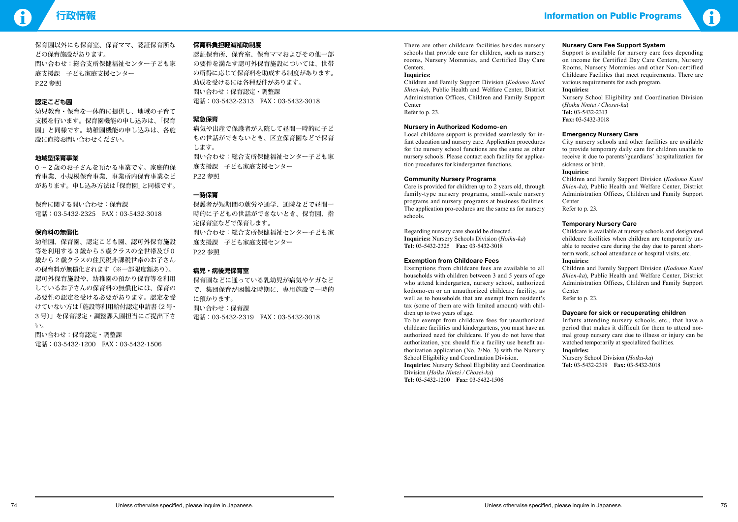# 行政情報

保育園以外にも保育室、保育ママ、認証保育所などの保育施設があります。
問い合わせ：総合支所保健福祉センター子ども家庭支援課　子ども家庭支援センター
P.22 参照

### 認定こども園

幼児教育・保育を一体的に提供し、地域の子育て支援を行います。保育園機能の申し込みは、「保育園」と同様です。幼稚園機能の申し込みは、各施設に直接お問い合わせください。

### 地域型保育事業

0～2歳のお子さんを預かる事業です。家庭的保育事業、小規模保育事業、事業所内保育事業などがあります。申し込み方法は「保育園」と同様です。

保育に関する問い合わせ：保育課
電話：03-5432-2325　FAX：03-5432-3018

### 保育料の無償化

幼稚園、保育園、認定こども園、認可外保育施設等を利用する3歳から5歳クラスの全世帯及び0歳から2歳クラスの住民税非課税世帯のお子さんの保育料が無償化されます（※一部限度額あり）。
認可外保育施設や、幼稚園の預かり保育等を利用しているお子さんの保育料の無償化には、保育の必要性の認定を受ける必要があります。認定を受けていない方は「施設等利用給付認定申請書（2号・3号）」を保育認定・調整課入園担当にご提出下さい。
問い合わせ：保育認定・調整課
電話：03-5432-1200　FAX：03-5432-1506

### 保育料負担軽減補助制度

認証保育所、保育室、保育ママおよびその他一部の要件を満たす認可外保育施設については、世帯の所得に応じて保育料を助成する制度があります。助成を受けるには各種要件があります。
問い合わせ：保育認定・調整課
電話：03-5432-2313　FAX：03-5432-3018

### 緊急保育

病気や出産で保護者が入院して昼間一時的に子どもの世話ができないとき、区立保育園などで保育します。
問い合わせ：総合支所保健福祉センター子ども家庭支援課　子ども家庭支援センター
P.22 参照

### 一時保育

保護者が短期間の就労や通学、通院などで昼間一時的に子どもの世話ができないとき、保育園、指定保育室などで保育します。
問い合わせ：総合支所保健福祉センター子ども家庭支援課　子ども家庭支援センター
P.22 参照

### 病児・病後児保育室

保育園などに通っている乳幼児が病気やケガなどで、集団保育が困難な時期に、専用施設で一時的に預かります。
問い合わせ：保育課
電話：03-5432-2319　FAX：03-5432-3018

Unless otherwise specified, please inquire in Japanese.

# Information on Public Programs

There are other childcare facilities besides nursery schools that provide care for children, such as nursery rooms, Nursery Mommies, and Certified Day Care Centers.
**Inquiries:**
Children and Family Support Division (*Kodomo Katei Shien-ka*), Public Health and Welfare Center, District Administration Offices, Children and Family Support Center
Refer to p. 23.

### Nursery in Authorized Kodomo-en

Local childcare support is provided seamlessly for infant education and nursery care. Application procedures for the nursery school functions are the same as other nursery schools. Please contact each facility for application procedures for kindergarten functions.

### Community Nursery Programs

Care is provided for children up to 2 years old, through family-type nursery programs, small-scale nursery programs and nursery programs at business facilities. The application pro-cedures are the same as for nursery schools.

Regarding nursery care should be directed.
**Inquiries:** Nursery Schools Division (*Hoiku-ka*)
**Tel:** 03-5432-2325　**Fax:** 03-5432-3018

### Exemption from Childcare Fees

Exemptions from childcare fees are available to all households with children between 3 and 5 years of age who attend kindergarten, nursery school, authorized kodomo-en or an unauthorized childcare facility, as well as to households that are exempt from resident's tax (some of them are with limited amount) with children up to two years of age.
To be exempt from childcare fees for unauthorized childcare facilities and kindergartens, you must have an authorized need for childcare. If you do not have that authorization, you should file a facility use benefit authorization application (No. 2/No. 3) with the Nursery School Eligibility and Coordination Division.
**Inquiries:** Nursery School Eligibility and Coordination Division (*Hoiku Nintei / Chosei-ka*)
**Tel:** 03-5432-1200　**Fax:** 03-5432-1506

### Nursery Care Fee Support System

Support is available for nursery care fees depending on income for Certified Day Care Centers, Nursery Rooms, Nursery Mommies and other Non-certified Childcare Facilities that meet requirements. There are various requirements for each program.
**Inquiries:**
Nursery School Eligibility and Coordination Division (*Hoiku Nintei / Chosei-ka*)
**Tel:** 03-5432-2313
**Fax:** 03-5432-3018

### Emergency Nursery Care

City nursery schools and other facilities are available to provide temporary daily care for children unable to receive it due to parents'/guardians' hospitalization for sickness or birth.
**Inquiries:**
Children and Family Support Division (*Kodomo Katei Shien-ka*), Public Health and Welfare Center, District Administration Offices, Children and Family Support Center
Refer to p. 23.

### Temporary Nursery Care

Childcare is available at nursery schools and designated childcare facilities when children are temporarily unable to receive care during the day due to parent short-term work, school attendance or hospital visits, etc.
**Inquiries:**
Children and Family Support Division (*Kodomo Katei Shien-ka*), Public Health and Welfare Center, District Administration Offices, Children and Family Support Center
Refer to p. 23.

### Daycare for sick or recuperating children

Infants attending nursery schools, etc., that have a period that makes it difficult for them to attend normal group nursery care due to illness or injury can be watched temporarily at specialized facilities.
**Inquiries:**
Nursery School Division (*Hoiku-ka*)
**Tel:** 03-5432-2319　**Fax:** 03-5432-3018

Unless otherwise specified, please inquire in Japanese.